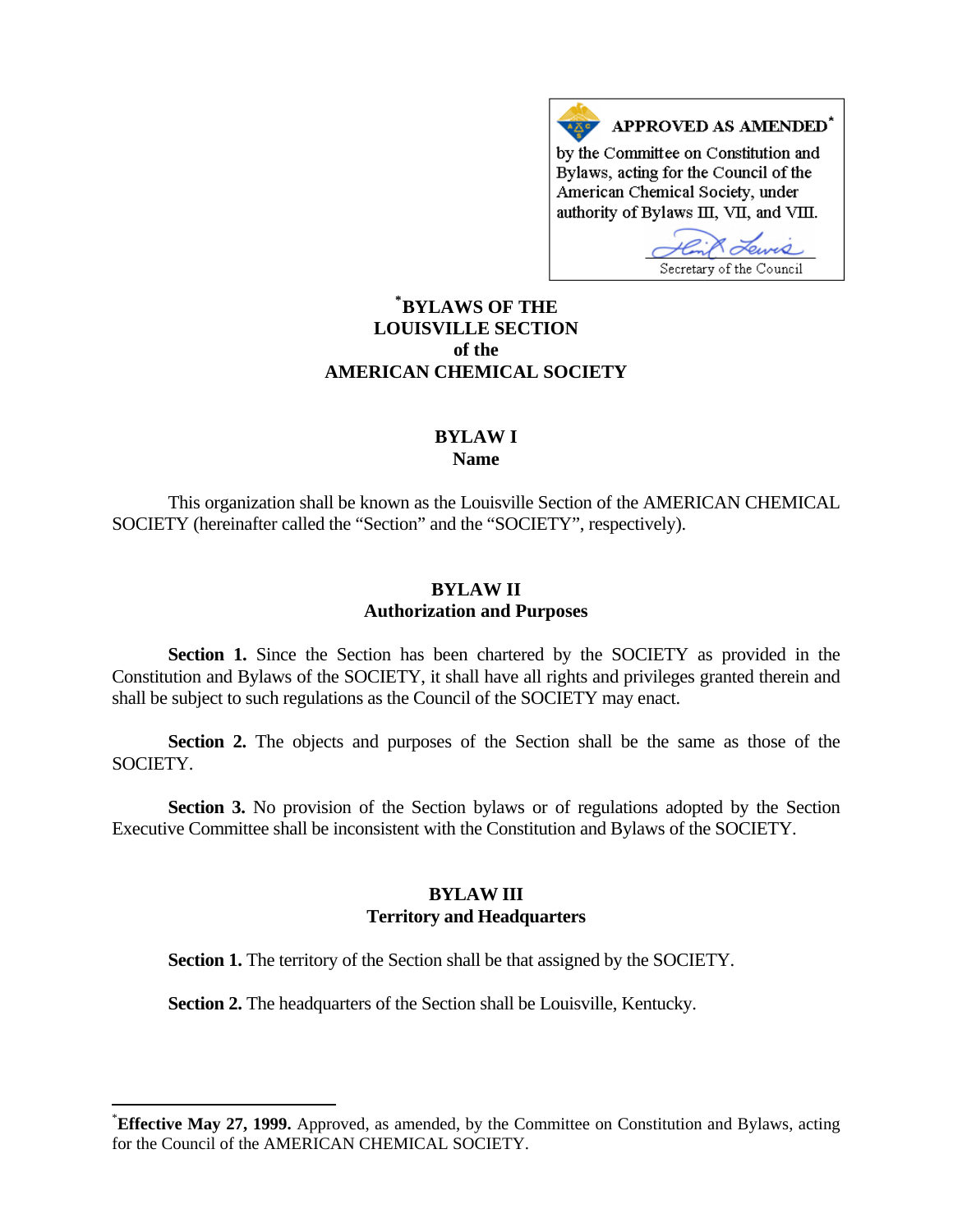**APPROVED AS AMENDED**[*]
by the Committee on Constitution and Bylaws, acting for the Council of the American Chemical Society, under authority of Bylaws III, VII, and VIII.

Secretary of the Council

# [*]BYLAWS OF THE LOUISVILLE SECTION of the AMERICAN CHEMICAL SOCIETY

## BYLAW I
## Name

This organization shall be known as the Louisville Section of the AMERICAN CHEMICAL SOCIETY (hereinafter called the "Section" and the "SOCIETY", respectively).

## BYLAW II
## Authorization and Purposes

**Section 1.** Since the Section has been chartered by the SOCIETY as provided in the Constitution and Bylaws of the SOCIETY, it shall have all rights and privileges granted therein and shall be subject to such regulations as the Council of the SOCIETY may enact.

**Section 2.** The objects and purposes of the Section shall be the same as those of the SOCIETY.

**Section 3.** No provision of the Section bylaws or of regulations adopted by the Section Executive Committee shall be inconsistent with the Constitution and Bylaws of the SOCIETY.

## BYLAW III
## Territory and Headquarters

**Section 1.** The territory of the Section shall be that assigned by the SOCIETY.

**Section 2.** The headquarters of the Section shall be Louisville, Kentucky.

---

[*]**Effective May 27, 1999.** Approved, as amended, by the Committee on Constitution and Bylaws, acting for the Council of the AMERICAN CHEMICAL SOCIETY.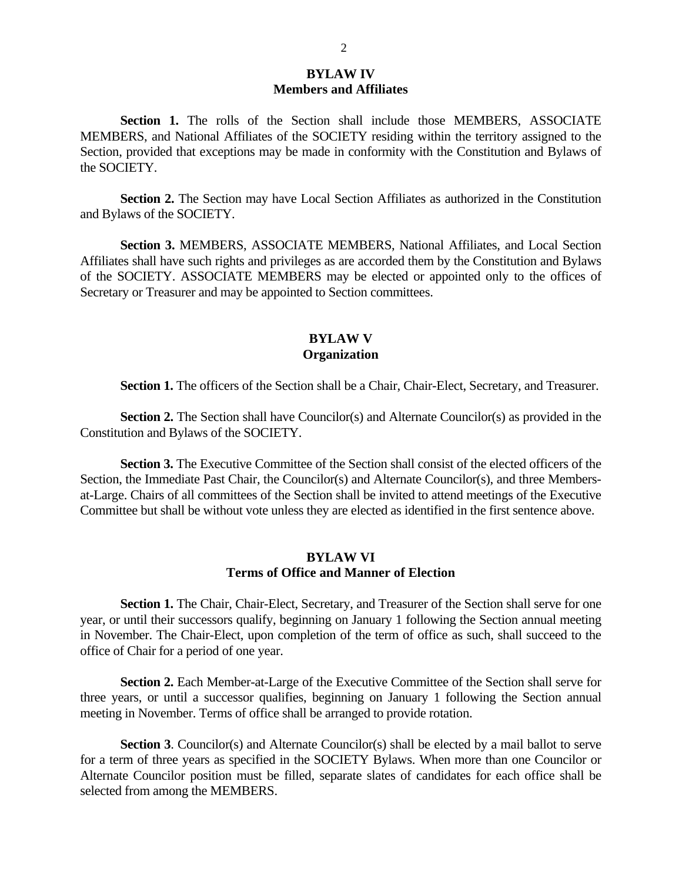## BYLAW IV
## Members and Affiliates

**Section 1.** The rolls of the Section shall include those MEMBERS, ASSOCIATE MEMBERS, and National Affiliates of the SOCIETY residing within the territory assigned to the Section, provided that exceptions may be made in conformity with the Constitution and Bylaws of the SOCIETY.

**Section 2.** The Section may have Local Section Affiliates as authorized in the Constitution and Bylaws of the SOCIETY.

**Section 3.** MEMBERS, ASSOCIATE MEMBERS, National Affiliates, and Local Section Affiliates shall have such rights and privileges as are accorded them by the Constitution and Bylaws of the SOCIETY. ASSOCIATE MEMBERS may be elected or appointed only to the offices of Secretary or Treasurer and may be appointed to Section committees.

## BYLAW V
## Organization

**Section 1.** The officers of the Section shall be a Chair, Chair-Elect, Secretary, and Treasurer.

**Section 2.** The Section shall have Councilor(s) and Alternate Councilor(s) as provided in the Constitution and Bylaws of the SOCIETY.

**Section 3.** The Executive Committee of the Section shall consist of the elected officers of the Section, the Immediate Past Chair, the Councilor(s) and Alternate Councilor(s), and three Members-at-Large. Chairs of all committees of the Section shall be invited to attend meetings of the Executive Committee but shall be without vote unless they are elected as identified in the first sentence above.

## BYLAW VI
## Terms of Office and Manner of Election

**Section 1.** The Chair, Chair-Elect, Secretary, and Treasurer of the Section shall serve for one year, or until their successors qualify, beginning on January 1 following the Section annual meeting in November. The Chair-Elect, upon completion of the term of office as such, shall succeed to the office of Chair for a period of one year.

**Section 2.** Each Member-at-Large of the Executive Committee of the Section shall serve for three years, or until a successor qualifies, beginning on January 1 following the Section annual meeting in November. Terms of office shall be arranged to provide rotation.

**Section 3**. Councilor(s) and Alternate Councilor(s) shall be elected by a mail ballot to serve for a term of three years as specified in the SOCIETY Bylaws. When more than one Councilor or Alternate Councilor position must be filled, separate slates of candidates for each office shall be selected from among the MEMBERS.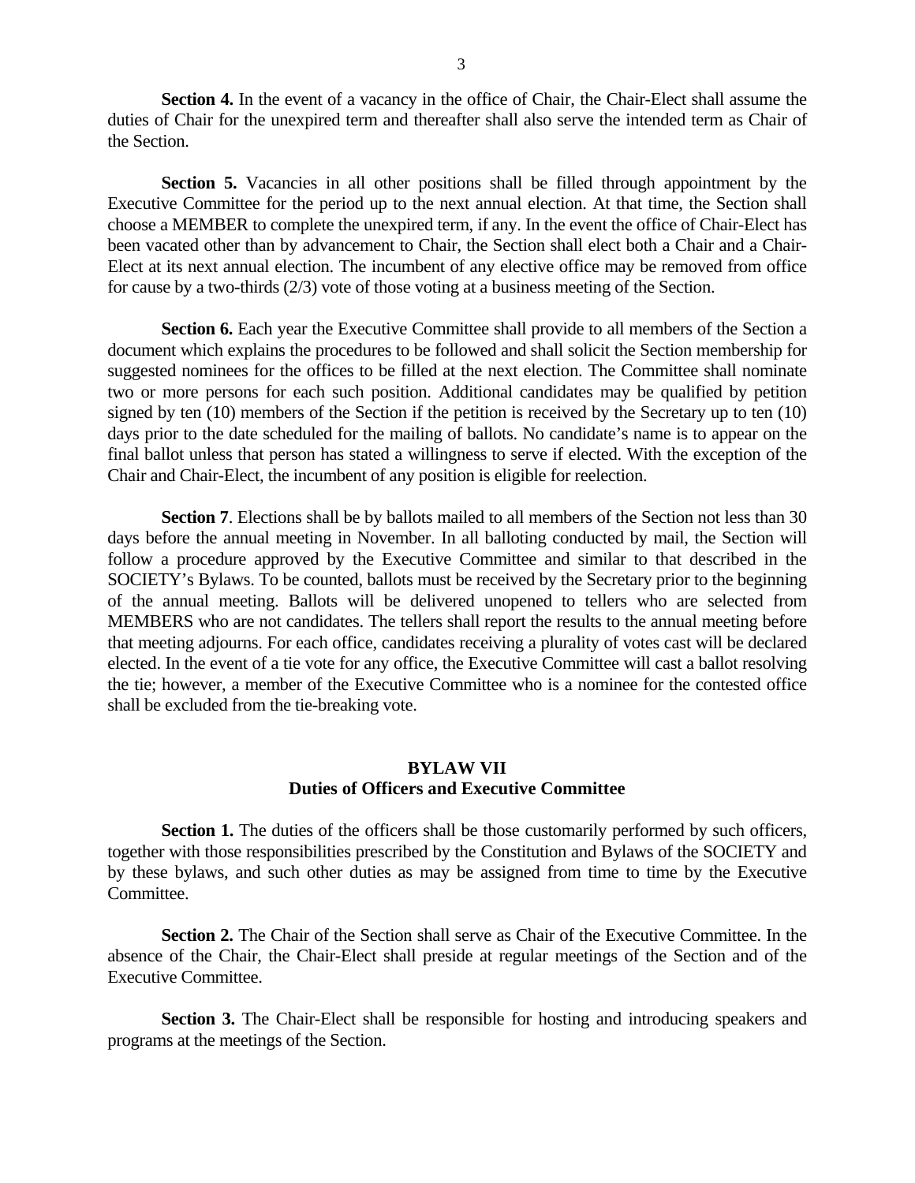**Section 4.** In the event of a vacancy in the office of Chair, the Chair-Elect shall assume the duties of Chair for the unexpired term and thereafter shall also serve the intended term as Chair of the Section.

**Section 5.** Vacancies in all other positions shall be filled through appointment by the Executive Committee for the period up to the next annual election. At that time, the Section shall choose a MEMBER to complete the unexpired term, if any. In the event the office of Chair-Elect has been vacated other than by advancement to Chair, the Section shall elect both a Chair and a Chair-Elect at its next annual election. The incumbent of any elective office may be removed from office for cause by a two-thirds (2/3) vote of those voting at a business meeting of the Section.

**Section 6.** Each year the Executive Committee shall provide to all members of the Section a document which explains the procedures to be followed and shall solicit the Section membership for suggested nominees for the offices to be filled at the next election. The Committee shall nominate two or more persons for each such position. Additional candidates may be qualified by petition signed by ten (10) members of the Section if the petition is received by the Secretary up to ten (10) days prior to the date scheduled for the mailing of ballots. No candidate's name is to appear on the final ballot unless that person has stated a willingness to serve if elected. With the exception of the Chair and Chair-Elect, the incumbent of any position is eligible for reelection.

**Section 7**. Elections shall be by ballots mailed to all members of the Section not less than 30 days before the annual meeting in November. In all balloting conducted by mail, the Section will follow a procedure approved by the Executive Committee and similar to that described in the SOCIETY's Bylaws. To be counted, ballots must be received by the Secretary prior to the beginning of the annual meeting. Ballots will be delivered unopened to tellers who are selected from MEMBERS who are not candidates. The tellers shall report the results to the annual meeting before that meeting adjourns. For each office, candidates receiving a plurality of votes cast will be declared elected. In the event of a tie vote for any office, the Executive Committee will cast a ballot resolving the tie; however, a member of the Executive Committee who is a nominee for the contested office shall be excluded from the tie-breaking vote.

## BYLAW VII
## Duties of Officers and Executive Committee

**Section 1.** The duties of the officers shall be those customarily performed by such officers, together with those responsibilities prescribed by the Constitution and Bylaws of the SOCIETY and by these bylaws, and such other duties as may be assigned from time to time by the Executive Committee.

**Section 2.** The Chair of the Section shall serve as Chair of the Executive Committee. In the absence of the Chair, the Chair-Elect shall preside at regular meetings of the Section and of the Executive Committee.

**Section 3.** The Chair-Elect shall be responsible for hosting and introducing speakers and programs at the meetings of the Section.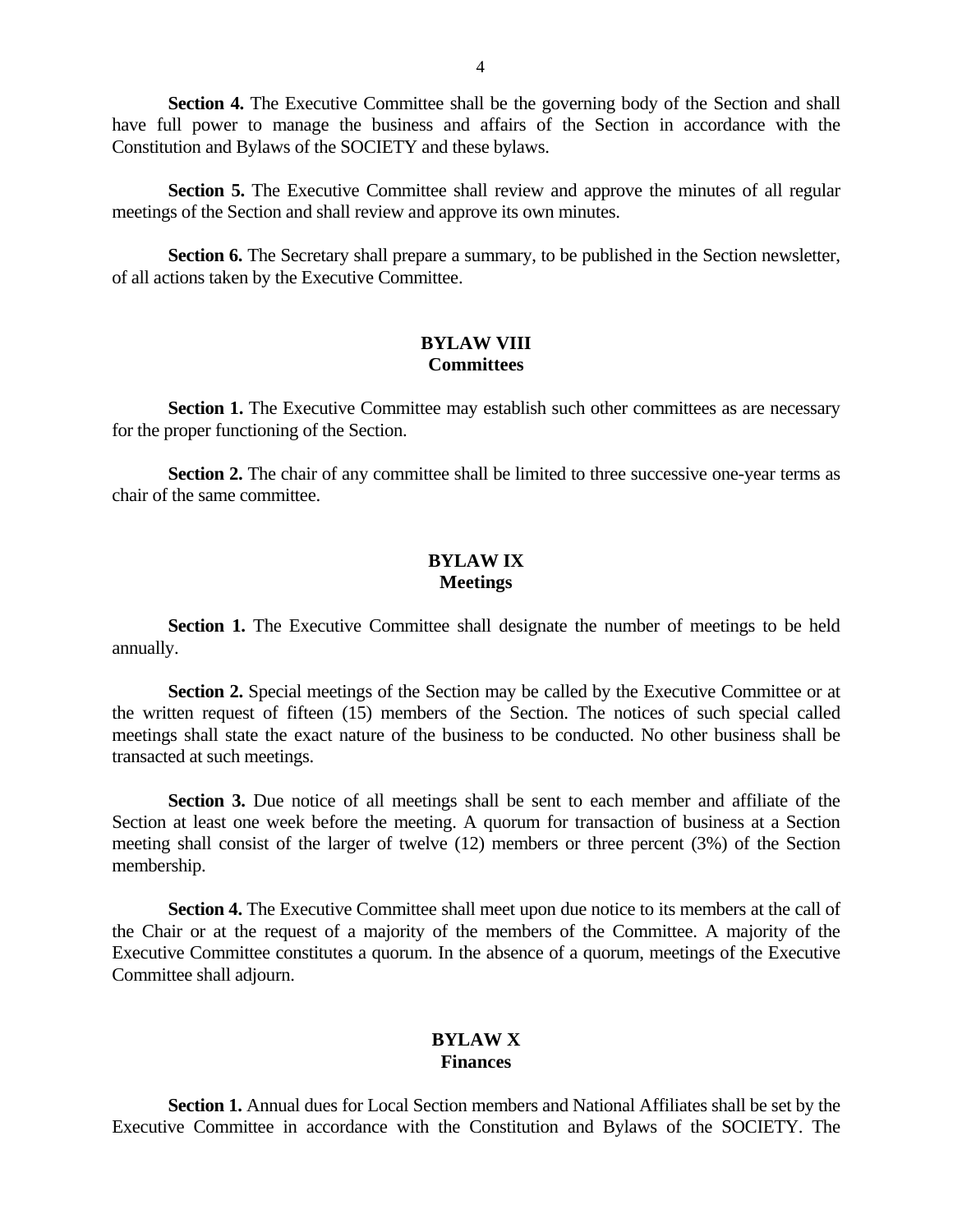**Section 4.** The Executive Committee shall be the governing body of the Section and shall have full power to manage the business and affairs of the Section in accordance with the Constitution and Bylaws of the SOCIETY and these bylaws.

**Section 5.** The Executive Committee shall review and approve the minutes of all regular meetings of the Section and shall review and approve its own minutes.

**Section 6.** The Secretary shall prepare a summary, to be published in the Section newsletter, of all actions taken by the Executive Committee.

## BYLAW VIII
## Committees

**Section 1.** The Executive Committee may establish such other committees as are necessary for the proper functioning of the Section.

**Section 2.** The chair of any committee shall be limited to three successive one-year terms as chair of the same committee.

## BYLAW IX
## Meetings

**Section 1.** The Executive Committee shall designate the number of meetings to be held annually.

**Section 2.** Special meetings of the Section may be called by the Executive Committee or at the written request of fifteen (15) members of the Section. The notices of such special called meetings shall state the exact nature of the business to be conducted. No other business shall be transacted at such meetings.

**Section 3.** Due notice of all meetings shall be sent to each member and affiliate of the Section at least one week before the meeting. A quorum for transaction of business at a Section meeting shall consist of the larger of twelve (12) members or three percent (3%) of the Section membership.

**Section 4.** The Executive Committee shall meet upon due notice to its members at the call of the Chair or at the request of a majority of the members of the Committee. A majority of the Executive Committee constitutes a quorum. In the absence of a quorum, meetings of the Executive Committee shall adjourn.

## BYLAW X
## Finances

**Section 1.** Annual dues for Local Section members and National Affiliates shall be set by the Executive Committee in accordance with the Constitution and Bylaws of the SOCIETY. The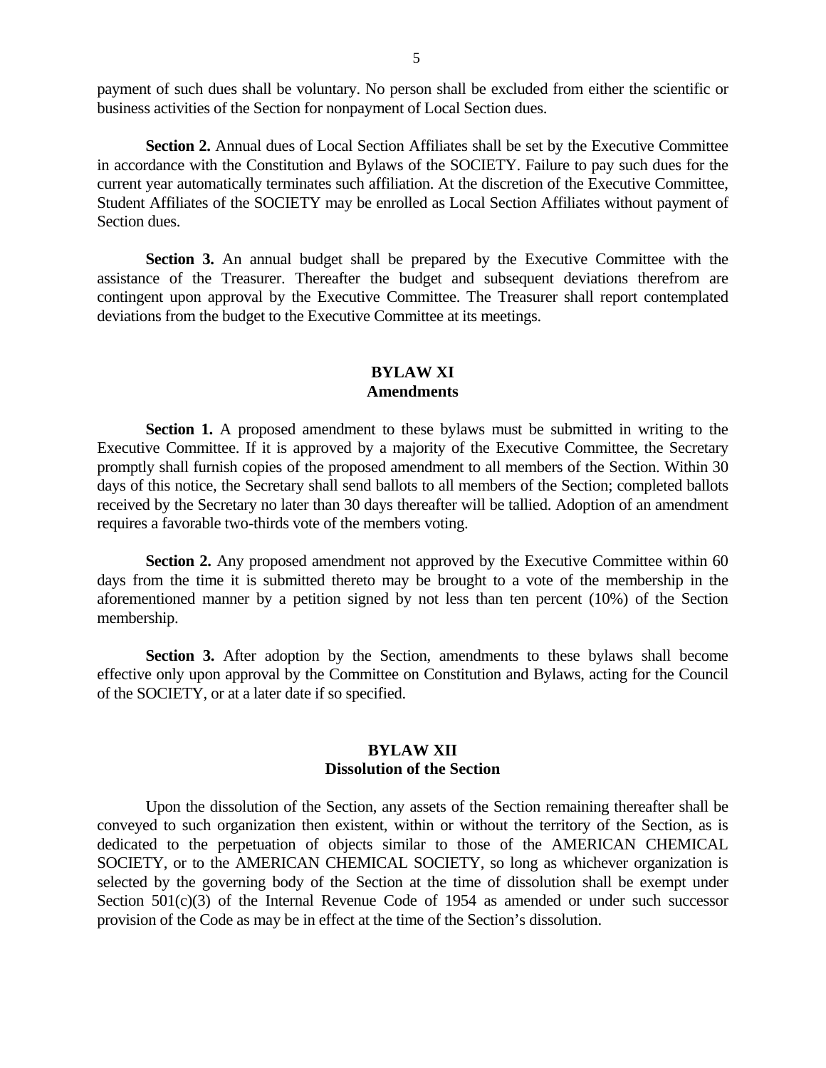payment of such dues shall be voluntary. No person shall be excluded from either the scientific or business activities of the Section for nonpayment of Local Section dues.

**Section 2.** Annual dues of Local Section Affiliates shall be set by the Executive Committee in accordance with the Constitution and Bylaws of the SOCIETY. Failure to pay such dues for the current year automatically terminates such affiliation. At the discretion of the Executive Committee, Student Affiliates of the SOCIETY may be enrolled as Local Section Affiliates without payment of Section dues.

**Section 3.** An annual budget shall be prepared by the Executive Committee with the assistance of the Treasurer. Thereafter the budget and subsequent deviations therefrom are contingent upon approval by the Executive Committee. The Treasurer shall report contemplated deviations from the budget to the Executive Committee at its meetings.

## BYLAW XI
## Amendments

**Section 1.** A proposed amendment to these bylaws must be submitted in writing to the Executive Committee. If it is approved by a majority of the Executive Committee, the Secretary promptly shall furnish copies of the proposed amendment to all members of the Section. Within 30 days of this notice, the Secretary shall send ballots to all members of the Section; completed ballots received by the Secretary no later than 30 days thereafter will be tallied. Adoption of an amendment requires a favorable two-thirds vote of the members voting.

**Section 2.** Any proposed amendment not approved by the Executive Committee within 60 days from the time it is submitted thereto may be brought to a vote of the membership in the aforementioned manner by a petition signed by not less than ten percent (10%) of the Section membership.

**Section 3.** After adoption by the Section, amendments to these bylaws shall become effective only upon approval by the Committee on Constitution and Bylaws, acting for the Council of the SOCIETY, or at a later date if so specified.

## BYLAW XII
## Dissolution of the Section

Upon the dissolution of the Section, any assets of the Section remaining thereafter shall be conveyed to such organization then existent, within or without the territory of the Section, as is dedicated to the perpetuation of objects similar to those of the AMERICAN CHEMICAL SOCIETY, or to the AMERICAN CHEMICAL SOCIETY, so long as whichever organization is selected by the governing body of the Section at the time of dissolution shall be exempt under Section 501(c)(3) of the Internal Revenue Code of 1954 as amended or under such successor provision of the Code as may be in effect at the time of the Section's dissolution.